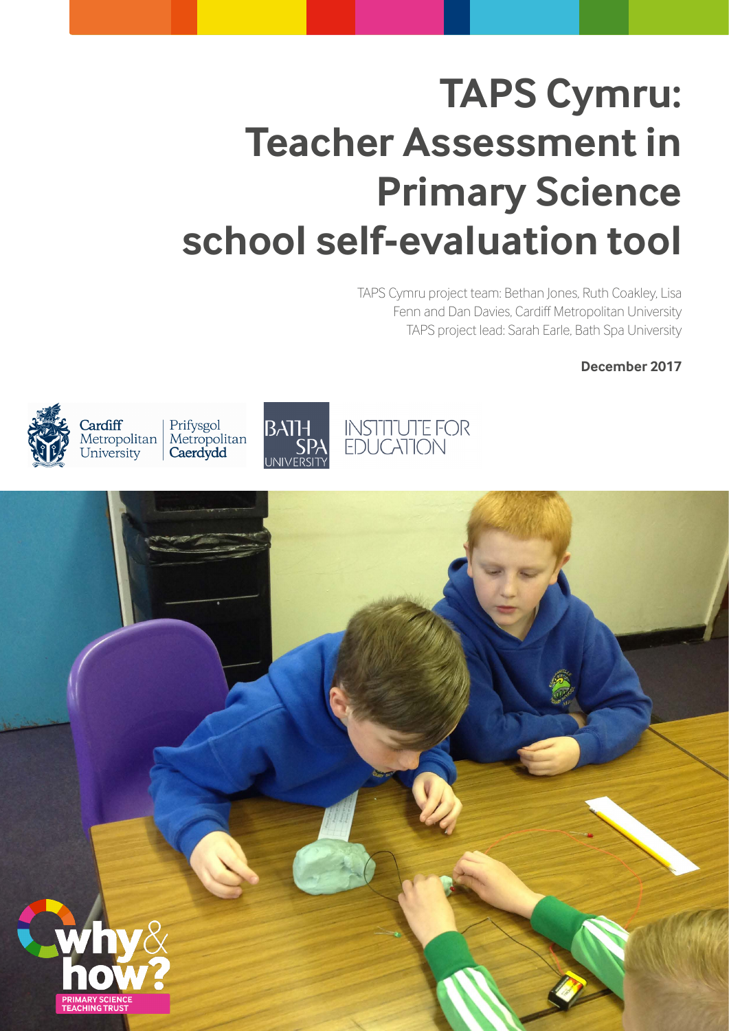# TAPS Cymru: Teacher Assessment in Primary Science school self-evaluation tool

TAPS Cymru project team: Bethan Jones, Ruth Coakley, Lisa Fenn and Dan Davies, Cardiff Metropolitan University
TAPS project lead: Sarah Earle, Bath Spa University

**December 2017**

Cardiff Metropolitan University | Prifysgol Metropolitan Caerdydd

Bath Spa University — Institute for Education

why & how? Primary Science Teaching Trust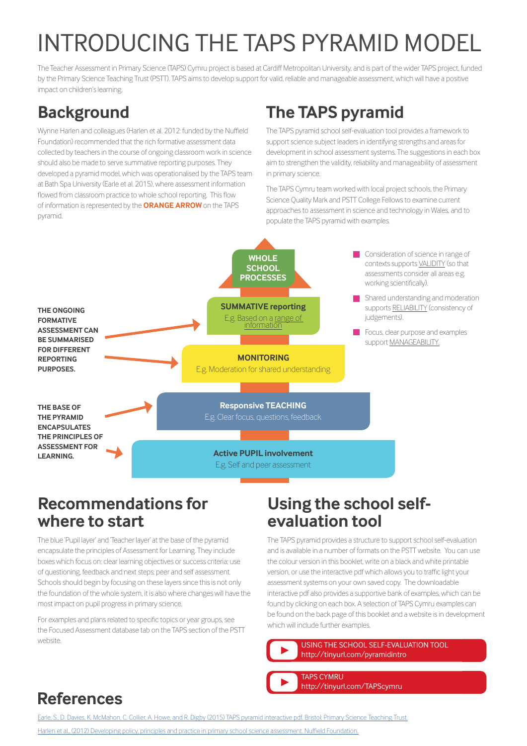# INTRODUCING THE TAPS PYRAMID MODEL

The Teacher Assessment in Primary Science (TAPS) Cymru project is based at Cardiff Metropolitan University, and is part of the wider TAPS project, funded by the Primary Science Teaching Trust (PSTT). TAPS aims to develop support for valid, reliable and manageable assessment, which will have a positive impact on children's learning.

## Background

Wynne Harlen and colleagues (Harlen et al. 2012: funded by the Nuffield Foundation) recommended that the rich formative assessment data collected by teachers in the course of ongoing classroom work in science should also be made to serve summative reporting purposes. They developed a pyramid model, which was operationalised by the TAPS team at Bath Spa University (Earle et al. 2015), where assessment information flowed from classroom practice to whole school reporting. This flow of information is represented by the **ORANGE ARROW** on the TAPS pyramid.

## The TAPS pyramid

The TAPS pyramid school self-evaluation tool provides a framework to support science subject leaders in identifying strengths and areas for development in school assessment systems. The suggestions in each box aim to strengthen the validity, reliability and manageability of assessment in primary science.

The TAPS Cymru team worked with local project schools, the Primary Science Quality Mark and PSTT College Fellows to examine current approaches to assessment in science and technology in Wales, and to populate the TAPS pyramid with examples.

**WHOLE SCHOOL PROCESSES**

**SUMMATIVE reporting**
E.g. Based on a range of information

**MONITORING**
E.g. Moderation for shared understanding

**Responsive TEACHING**
E.g. Clear focus, questions, feedback

**Active PUPIL involvement**
E.g. Self and peer assessment

**THE ONGOING FORMATIVE ASSESSMENT CAN BE SUMMARISED FOR DIFFERENT REPORTING PURPOSES.**

**THE BASE OF THE PYRAMID ENCAPSULATES THE PRINCIPLES OF ASSESSMENT FOR LEARNING.**

- Consideration of science in range of contexts supports VALIDITY (so that assessments consider all areas e.g. working scientifically).
- Shared understanding and moderation supports RELIABILITY (consistency of judgements).
- Focus, clear purpose and examples support MANAGEABILITY.

## Recommendations for where to start

The blue 'Pupil layer' and 'Teacher layer' at the base of the pyramid encapsulate the principles of Assessment for Learning. They include boxes which focus on: clear learning objectives or success criteria; use of questioning, feedback and next steps; peer and self assessment. Schools should begin by focusing on these layers since this is not only the foundation of the whole system, it is also where changes will have the most impact on pupil progress in primary science.

For examples and plans related to specific topics or year groups, see the Focused Assessment database tab on the TAPS section of the PSTT website.

## Using the school self-evaluation tool

The TAPS pyramid provides a structure to support school self-evaluation and is available in a number of formats on the PSTT website. You can use the colour version in this booklet, write on a black and white printable version, or use the interactive pdf which allows you to traffic light your assessment systems on your own saved copy. The downloadable interactive pdf also provides a supportive bank of examples, which can be found by clicking on each box. A selection of TAPS Cymru examples can be found on the back page of this booklet and a website is in development which will include further examples.

USING THE SCHOOL SELF-EVALUATION TOOL
http://tinyurl.com/pyramidintro

TAPS CYMRU
http://tinyurl.com/TAPScymru

## References

Earle, S., D. Davies, K. McMahon, C. Collier, A. Howe, and R. Digby (2015) TAPS pyramid interactive pdf. Bristol: Primary Science Teaching Trust.

Harlen et al.. (2012) Developing policy, principles and practice in primary school science assessment. Nuffield Foundation.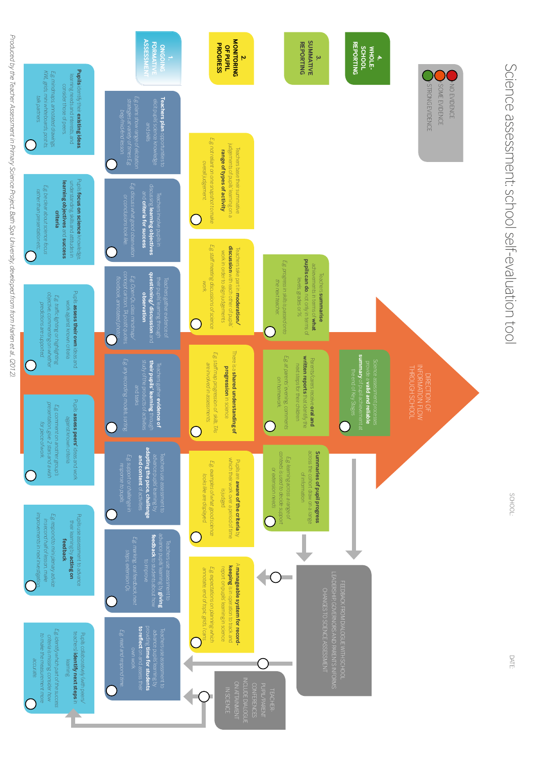# Science assessment: school self-evaluation tool

SCHOOL:

DATE:

- NO EVIDENCE
- SOME EVIDENCE
- STRONG EVIDENCE

DIRECTION OF INFORMATION FLOW THROUGH SCHOOL

## 1. ONGOING FORMATIVE ASSESSMENT

**Pupils:**

- Pupils identify their **existing ideas** learning needs and interests, and consider those of peers. *Eg mindmaps, annotated drawings, KWL grids, mini whiteboards, post its, talk partners.*
- Pupils **focus on science** knowledge, understanding, skills and attitudes in **learning objectives** and **success criteria**. *Eg be clear about science focus rather than presentation etc.*
- Pupils **assess their own** ideas and work against known criteria. *Eg traffic lighting or highlighting objective, commenting on whether predictions are supported.*
- Pupils **assess peers'** ideas and work against known criteria. *Eg comment on another group's presentation, give 2 stars and a wish for piece of work.*
- Pupils use assessment to advance their learning by **acting on feedback**. *Eg respond to mini plenary advice in second half of lesson, make improvements in next investigation.*
- Pupils collaboratively (with peers/teachers) **identify next steps** in learning. *Eg identify which part of the success criteria is missing, consider how to make the measurement more accurate.*

**Teachers:**

- **Teachers plan** opportunities to elicit pupils science knowledge and skills. *Eg plans show range of elicitation strategies at variety of times Eg beg/mid/end lesson.*
- Teachers involve pupils in discussing **learning objectives** and **criteria for success**. *Eg discuss what good observation or conclusions look like.*
- Teachers gather evidence of their pupils learning through **questioning/ discussion** and **observation**. *Eg Open Qs, class mindmap/ concept cartoon, 'A post it' quotes, floorbook, annotated photos.*
- Teachers gather **evidence of their pupils' learning** through study of the products of activities and tasks. *Eg any recording, models, sorting.*
- Teachers use assessment to advance pupils learning by **adapting the pace, challenge and content** of activities. *Eg support or challenge in response to pupils.*
- Teachers use assessment to advance pupils learning by **giving feedback** to students about how to improve. *Eg marking, oral feedback, next steps, extension Qs.*
- Teachers use assessment to advance pupils learning by providing **time for students to reflect** on and assess their own work. *Eg read and respond time.*

## 2. MONITORING OF PUPIL PROGRESS

- Teachers base their summative judgements of pupils learning on a **range of types of activity**. *Eg not reliant on one snapshot to make overall judgement.*
- Teachers take part in **moderation/ discussion** with each other of pupils work in order to align judgements. *Eg staff meeting discussions of science work.*
- There is a **shared understanding of progression** in science. *Eg staff map progression of skills, TAs are involved in assessments.*
- Pupils are **aware of the criteria** by which their work over a period of time is judged. *Eg examples of what good science looks like are displayed.*
- A **manageable system for record-keeping** is in operation to track and report on pupils learning in science. *Eg expectations on planning which annotate, end of topic grids, I cans.*

## 3. SUMMATIVE REPORTING

- Teachers **summarise** achievements in terms of **what pupils can do**, not only in terms of levels, grades or %. *Eg progress in skills is passed onto the next teacher.*
- Parents/carers receive **oral and written reports** that identify the next steps for their children. *Eg at parents evening, comments on homework.*
- **Summaries of pupil progress** across the cohort draw on a range of information. *Eg learning across a range of contexts is used to decide support or extension needs.*

## 4. WHOLE-SCHOOL REPORTING

- Science assessment processes provide a **valid and reliable summary** of pupil achievement at the end of Key Stages.

FEEDBACK FROM DIALOGUE WITH SCHOOL LEADERSHIP, GOVERNORS AND PARENTS INFORMS CHANGES TO SCIENCE ASSESSMENT

TEACHER-PUPIL/PARENT CONFERENCES INCLUDE DIALOGUE ON ATTAINMENT IN SCIENCE

*Produced by the Teacher Assessment in Primary Science Project, Bath Spa University, developed from from Harlen et al. (2012).*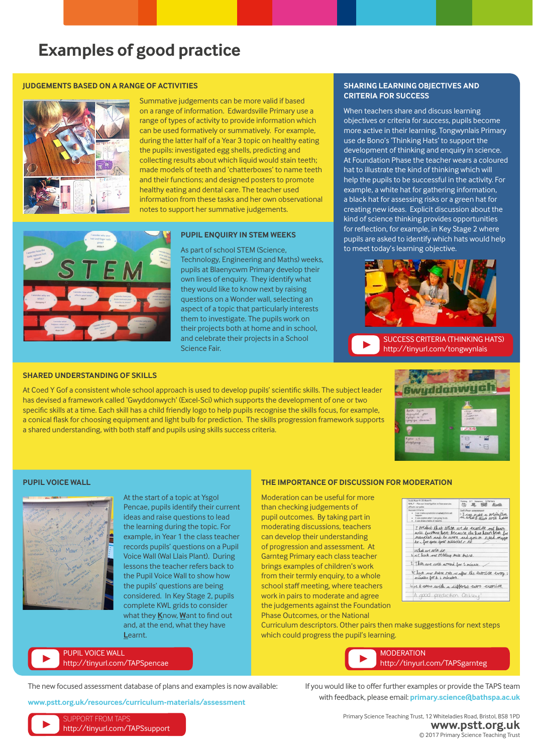# Examples of good practice

## JUDGEMENTS BASED ON A RANGE OF ACTIVITIES

Summative judgements can be more valid if based on a range of information. Edwardsville Primary use a range of types of activity to provide information which can be used formatively or summatively. For example, during the latter half of a Year 3 topic on healthy eating the pupils: investigated egg shells, predicting and collecting results about which liquid would stain teeth; made models of teeth and 'chatterboxes' to name teeth and their functions; and designed posters to promote healthy eating and dental care. The teacher used information from these tasks and her own observational notes to support her summative judgements.

## PUPIL ENQUIRY IN STEM WEEKS

As part of school STEM (Science, Technology, Engineering and Maths) weeks, pupils at Blaenycwm Primary develop their own lines of enquiry. They identify what they would like to know next by raising questions on a Wonder wall, selecting an aspect of a topic that particularly interests them to investigate. The pupils work on their projects both at home and in school, and celebrate their projects in a School Science Fair.

## SHARING LEARNING OBJECTIVES AND CRITERIA FOR SUCCESS

When teachers share and discuss learning objectives or criteria for success, pupils become more active in their learning. Tongwynlais Primary use de Bono's 'Thinking Hats' to support the development of thinking and enquiry in science. At Foundation Phase the teacher wears a coloured hat to illustrate the kind of thinking which will help the pupils to be successful in the activity. For example, a white hat for gathering information, a black hat for assessing risks or a green hat for creating new ideas. Explicit discussion about the kind of science thinking provides opportunities for reflection, for example, in Key Stage 2 where pupils are asked to identify which hats would help to meet today's learning objective.

SUCCESS CRITERIA (THINKING HATS)
http://tinyurl.com/tongwynlais

## SHARED UNDERSTANDING OF SKILLS

At Coed Y Gof a consistent whole school approach is used to develop pupils' scientific skills. The subject leader has devised a framework called 'Gwyddonwych' (Excel-Sci) which supports the development of one or two specific skills at a time. Each skill has a child friendly logo to help pupils recognise the skills focus, for example, a conical flask for choosing equipment and light bulb for prediction. The skills progression framework supports a shared understanding, with both staff and pupils using skills success criteria.

## PUPIL VOICE WALL

At the start of a topic at Ysgol Pencae, pupils identify their current ideas and raise questions to lead the learning during the topic. For example, in Year 1 the class teacher records pupils' questions on a Pupil Voice Wall (Wal Llais Plant). During lessons the teacher refers back to the Pupil Voice Wall to show how the pupils' questions are being considered. In Key Stage 2, pupils complete KWL grids to consider what they **K**now, **W**ant to find out and, at the end, what they have **L**earnt.

PUPIL VOICE WALL
http://tinyurl.com/TAPSpencae

## THE IMPORTANCE OF DISCUSSION FOR MODERATION

Moderation can be useful for more than checking judgements of pupil outcomes. By taking part in moderating discussions, teachers can develop their understanding of progression and assessment. At Garnteg Primary each class teacher brings examples of children's work from their termly enquiry, to a whole school staff meeting, where teachers work in pairs to moderate and agree the judgements against the Foundation Phase Outcomes, or the National Curriculum descriptors. Other pairs then make suggestions for next steps which could progress the pupil's learning.

MODERATION
http://tinyurl.com/TAPSgarnteg

The new focused assessment database of plans and examples is now available:

www.pstt.org.uk/resources/curriculum-materials/assessment

SUPPORT FROM TAPS
http://tinyurl.com/TAPSsupport

If you would like to offer further examples or provide the TAPS team with feedback, please email: primary.science@bathspa.ac.uk

Primary Science Teaching Trust, 12 Whiteladies Road, Bristol, BS8 1PD

www.pstt.org.uk

© 2017 Primary Science Teaching Trust